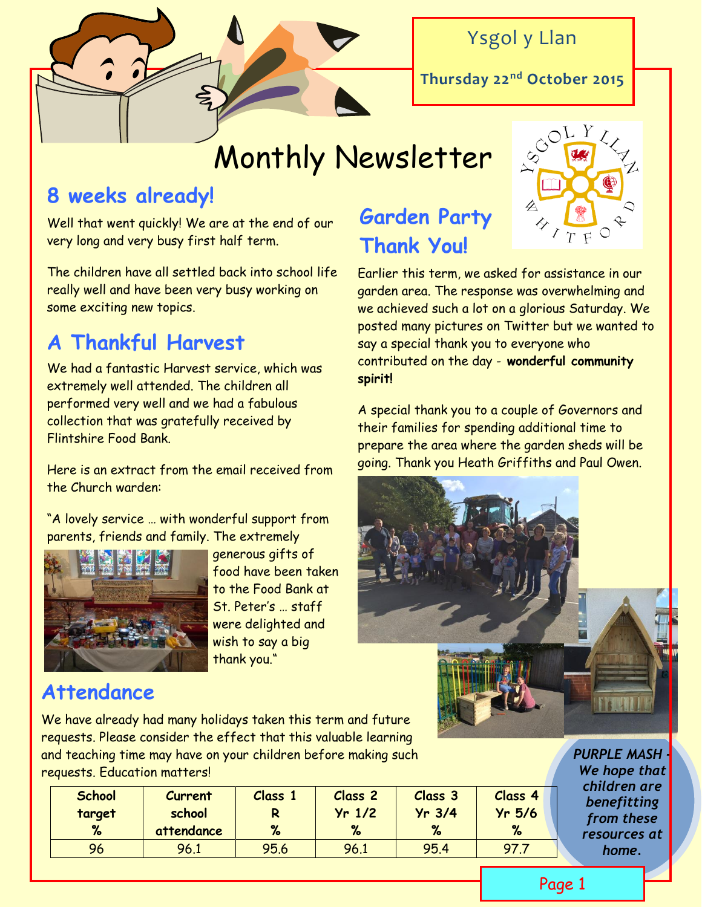Ysgol y Llan

**Thursday 22nd October 2015**

# Monthly Newsletter

## 8 weeks already!

Well that went quickly! We are at the end of our very long and very busy first half term.

The children have all settled back into school life really well and have been very busy working on some exciting new topics.

## A Thankful Harvest

We had a fantastic Harvest service, which was extremely well attended. The children all performed very well and we had a fabulous collection that was gratefully received by Flintshire Food Bank.

Here is an extract from the email received from the Church warden:

"A lovely service … with wonderful support from parents, friends and family. The extremely generous gifts of food have been taken to the Food Bank at St. Peter's … staff were delighted and wish to say a big thank you."

## Garden Party Thank You!

Earlier this term, we asked for assistance in our garden area. The response was overwhelming and we achieved such a lot on a glorious Saturday. We posted many pictures on Twitter but we wanted to say a special thank you to everyone who contributed on the day - **wonderful community spirit!**

A special thank you to a couple of Governors and their families for spending additional time to prepare the area where the garden sheds will be going. Thank you Heath Griffiths and Paul Owen.

## Attendance

We have already had many holidays taken this term and future requests. Please consider the effect that this valuable learning and teaching time may have on your children before making such requests. Education matters!

| School target % | Current school attendance | Class 1 R % | Class 2 Yr 1/2 % | Class 3 Yr 3/4 % | Class 4 Yr 5/6 % |
|---|---|---|---|---|---|
| 96 | 96.1 | 95.6 | 96.1 | 95.4 | 97.7 |

***PURPLE MASH - We hope that children are benefitting from these resources at home.***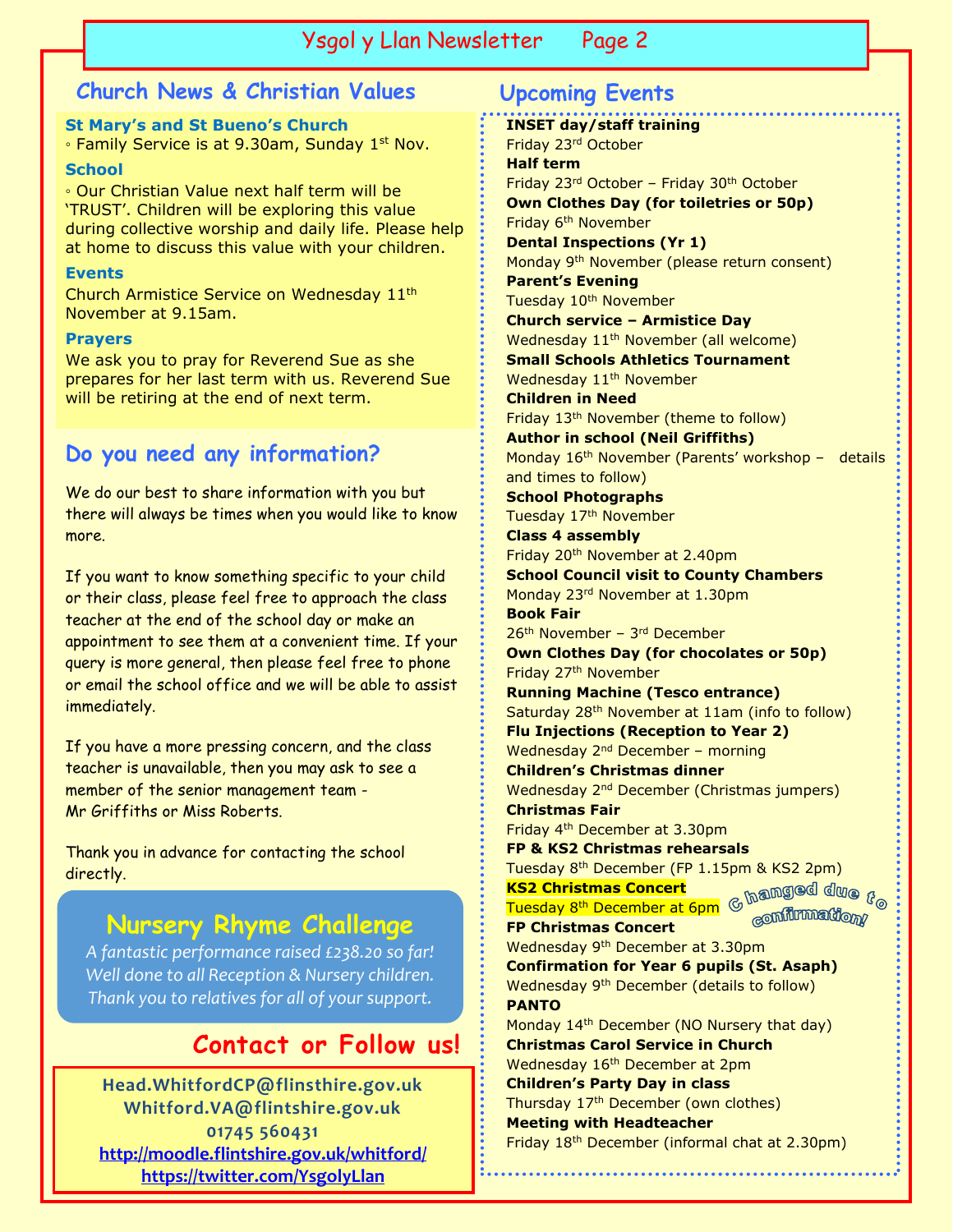## Church News & Christian Values

### St Mary's and St Bueno's Church

◦ Family Service is at 9.30am, Sunday 1st Nov.

### School

◦ Our Christian Value next half term will be 'TRUST'. Children will be exploring this value during collective worship and daily life. Please help at home to discuss this value with your children.

### Events

Church Armistice Service on Wednesday 11th November at 9.15am.

### Prayers

We ask you to pray for Reverend Sue as she prepares for her last term with us. Reverend Sue will be retiring at the end of next term.

## Do you need any information?

We do our best to share information with you but there will always be times when you would like to know more.

If you want to know something specific to your child or their class, please feel free to approach the class teacher at the end of the school day or make an appointment to see them at a convenient time. If your query is more general, then please feel free to phone or email the school office and we will be able to assist immediately.

If you have a more pressing concern, and the class teacher is unavailable, then you may ask to see a member of the senior management team - Mr Griffiths or Miss Roberts.

Thank you in advance for contacting the school directly.

## Nursery Rhyme Challenge

*A fantastic performance raised £238.20 so far! Well done to all Reception & Nursery children. Thank you to relatives for all of your support.*

## Contact or Follow us!

**Head.WhitfordCP@flinstshire.gov.uk**
**Whitford.VA@flintshire.gov.uk**
**01745 560431**
**http://moodle.flintshire.gov.uk/whitford/**
**https://twitter.com/YsgolyLlan**

## Upcoming Events

**INSET day/staff training**
Friday 23rd October

**Half term**
Friday 23rd October – Friday 30th October

**Own Clothes Day (for toiletries or 50p)**
Friday 6th November

**Dental Inspections (Yr 1)**
Monday 9th November (please return consent)

**Parent's Evening**
Tuesday 10th November

**Church service – Armistice Day**
Wednesday 11th November (all welcome)

**Small Schools Athletics Tournament**
Wednesday 11th November

**Children in Need**
Friday 13th November (theme to follow)

**Author in school (Neil Griffiths)**
Monday 16th November (Parents' workshop – details and times to follow)

**School Photographs**
Tuesday 17th November

**Class 4 assembly**
Friday 20th November at 2.40pm

**School Council visit to County Chambers**
Monday 23rd November at 1.30pm

**Book Fair**
26th November – 3rd December

**Own Clothes Day (for chocolates or 50p)**
Friday 27th November

**Running Machine (Tesco entrance)**
Saturday 28th November at 11am (info to follow)

**Flu Injections (Reception to Year 2)**
Wednesday 2nd December – morning

**Children's Christmas dinner**
Wednesday 2nd December (Christmas jumpers)

**Christmas Fair**
Friday 4th December at 3.30pm

**FP & KS2 Christmas rehearsals**
Tuesday 8th December (FP 1.15pm & KS2 2pm)

**KS2 Christmas Concert**
Tuesday 8th December at 6pm *Changed due to confirmation!*

**FP Christmas Concert**
Wednesday 9th December at 3.30pm

**Confirmation for Year 6 pupils (St. Asaph)**
Wednesday 9th December (details to follow)

**PANTO**
Monday 14th December (NO Nursery that day)

**Christmas Carol Service in Church**
Wednesday 16th December at 2pm

**Children's Party Day in class**
Thursday 17th December (own clothes)

**Meeting with Headteacher**
Friday 18th December (informal chat at 2.30pm)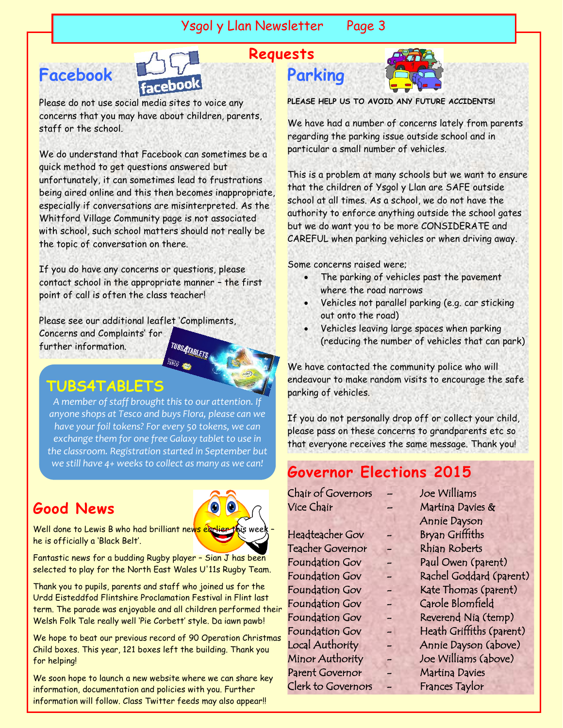# Requests

## Facebook

Please do not use social media sites to voice any concerns that you may have about children, parents, staff or the school.

We do understand that Facebook can sometimes be a quick method to get questions answered but unfortunately, it can sometimes lead to frustrations being aired online and this then becomes inappropriate, especially if conversations are misinterpreted. As the Whitford Village Community page is not associated with school, such school matters should not really be the topic of conversation on there.

If you do have any concerns or questions, please contact school in the appropriate manner – the first point of call is often the class teacher!

Please see our additional leaflet 'Compliments, Concerns and Complaints' for further information.

## TUBS4TABLETS

*A member of staff brought this to our attention. If anyone shops at Tesco and buys Flora, please can we have your foil tokens? For every 50 tokens, we can exchange them for one free Galaxy tablet to use in the classroom. Registration started in September but we still have 4+ weeks to collect as many as we can!*

## Good News

Well done to Lewis B who had brilliant news earlier this week – he is officially a 'Black Belt'.

Fantastic news for a budding Rugby player – Sian J has been selected to play for the North East Wales U'11s Rugby Team.

Thank you to pupils, parents and staff who joined us for the Urdd Eisteddfod Flintshire Proclamation Festival in Flint last term. The parade was enjoyable and all children performed their Welsh Folk Tale really well 'Pie Corbett' style. Da iawn pawb!

We hope to beat our previous record of 90 Operation Christmas Child boxes. This year, 121 boxes left the building. Thank you for helping!

We soon hope to launch a new website where we can share key information, documentation and policies with you. Further information will follow. Class Twitter feeds may also appear!!

## Parking

**PLEASE HELP US TO AVOID ANY FUTURE ACCIDENTS!**

We have had a number of concerns lately from parents regarding the parking issue outside school and in particular a small number of vehicles.

This is a problem at many schools but we want to ensure that the children of Ysgol y Llan are SAFE outside school at all times. As a school, we do not have the authority to enforce anything outside the school gates but we do want you to be more CONSIDERATE and CAREFUL when parking vehicles or when driving away.

Some concerns raised were;

- The parking of vehicles past the pavement where the road narrows
- Vehicles not parallel parking (e.g. car sticking out onto the road)
- Vehicles leaving large spaces when parking (reducing the number of vehicles that can park)

We have contacted the community police who will endeavour to make random visits to encourage the safe parking of vehicles.

If you do not personally drop off or collect your child, please pass on these concerns to grandparents etc so that everyone receives the same message. Thank you!

## Governor Elections 2015

| | |
|---|---|
| Chair of Governors | Joe Williams |
| Vice Chair | Martina Davies & Annie Dayson |
| Headteacher Gov | Bryan Griffiths |
| Teacher Governor | Rhian Roberts |
| Foundation Gov | Paul Owen (parent) |
| Foundation Gov | Rachel Goddard (parent) |
| Foundation Gov | Kate Thomas (parent) |
| Foundation Gov | Carole Blomfield |
| Foundation Gov | Reverend Nia (temp) |
| Foundation Gov | Heath Griffiths (parent) |
| Local Authority | Annie Dayson (above) |
| Minor Authority | Joe Williams (above) |
| Parent Governor | Martina Davies |
| Clerk to Governors | Frances Taylor |